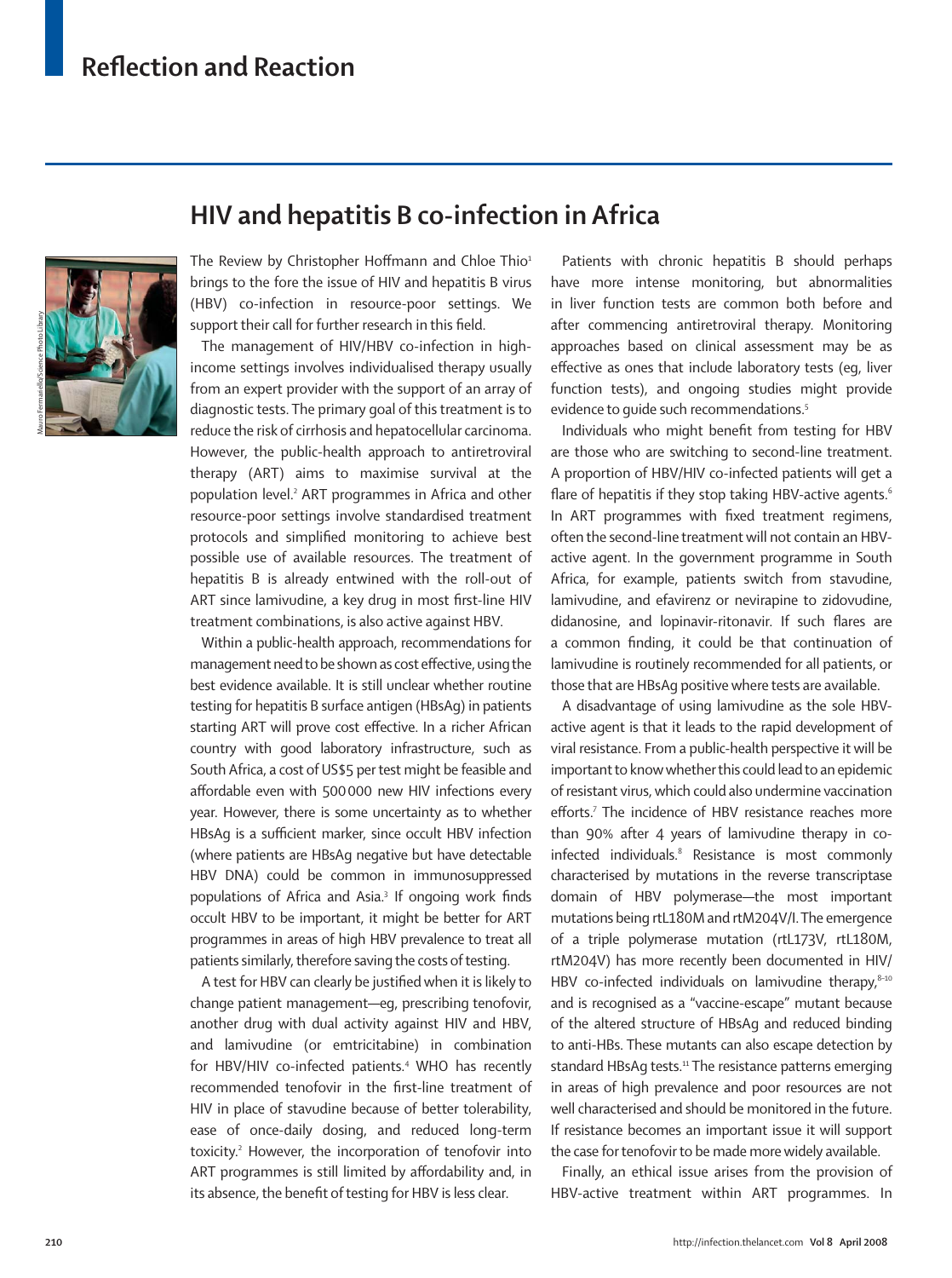# Reflection and Reaction

## HIV and hepatitis B co-infection in Africa

The Review by Christopher Hoffmann and Chloe Thio[1] brings to the fore the issue of HIV and hepatitis B virus (HBV) co-infection in resource-poor settings. We support their call for further research in this field.

The management of HIV/HBV co-infection in high-income settings involves individualised therapy usually from an expert provider with the support of an array of diagnostic tests. The primary goal of this treatment is to reduce the risk of cirrhosis and hepatocellular carcinoma. However, the public-health approach to antiretroviral therapy (ART) aims to maximise survival at the population level.[2] ART programmes in Africa and other resource-poor settings involve standardised treatment protocols and simplified monitoring to achieve best possible use of available resources. The treatment of hepatitis B is already entwined with the roll-out of ART since lamivudine, a key drug in most first-line HIV treatment combinations, is also active against HBV.

Within a public-health approach, recommendations for management need to be shown as cost effective, using the best evidence available. It is still unclear whether routine testing for hepatitis B surface antigen (HBsAg) in patients starting ART will prove cost effective. In a richer African country with good laboratory infrastructure, such as South Africa, a cost of US$5 per test might be feasible and affordable even with 500 000 new HIV infections every year. However, there is some uncertainty as to whether HBsAg is a sufficient marker, since occult HBV infection (where patients are HBsAg negative but have detectable HBV DNA) could be common in immunosuppressed populations of Africa and Asia.[3] If ongoing work finds occult HBV to be important, it might be better for ART programmes in areas of high HBV prevalence to treat all patients similarly, therefore saving the costs of testing.

A test for HBV can clearly be justified when it is likely to change patient management—eg, prescribing tenofovir, another drug with dual activity against HIV and HBV, and lamivudine (or emtricitabine) in combination for HBV/HIV co-infected patients.[4] WHO has recently recommended tenofovir in the first-line treatment of HIV in place of stavudine because of better tolerability, ease of once-daily dosing, and reduced long-term toxicity.[2] However, the incorporation of tenofovir into ART programmes is still limited by affordability and, in its absence, the benefit of testing for HBV is less clear.

Patients with chronic hepatitis B should perhaps have more intense monitoring, but abnormalities in liver function tests are common both before and after commencing antiretroviral therapy. Monitoring approaches based on clinical assessment may be as effective as ones that include laboratory tests (eg, liver function tests), and ongoing studies might provide evidence to guide such recommendations.[5]

Individuals who might benefit from testing for HBV are those who are switching to second-line treatment. A proportion of HBV/HIV co-infected patients will get a flare of hepatitis if they stop taking HBV-active agents.[6] In ART programmes with fixed treatment regimens, often the second-line treatment will not contain an HBV-active agent. In the government programme in South Africa, for example, patients switch from stavudine, lamivudine, and efavirenz or nevirapine to zidovudine, didanosine, and lopinavir-ritonavir. If such flares are a common finding, it could be that continuation of lamivudine is routinely recommended for all patients, or those that are HBsAg positive where tests are available.

A disadvantage of using lamivudine as the sole HBV-active agent is that it leads to the rapid development of viral resistance. From a public-health perspective it will be important to know whether this could lead to an epidemic of resistant virus, which could also undermine vaccination efforts.[7] The incidence of HBV resistance reaches more than 90% after 4 years of lamivudine therapy in co-infected individuals.[8] Resistance is most commonly characterised by mutations in the reverse transcriptase domain of HBV polymerase—the most important mutations being rtL180M and rtM204V/I. The emergence of a triple polymerase mutation (rtL173V, rtL180M, rtM204V) has more recently been documented in HIV/HBV co-infected individuals on lamivudine therapy,[8–10] and is recognised as a "vaccine-escape" mutant because of the altered structure of HBsAg and reduced binding to anti-HBs. These mutants can also escape detection by standard HBsAg tests.[11] The resistance patterns emerging in areas of high prevalence and poor resources are not well characterised and should be monitored in the future. If resistance becomes an important issue it will support the case for tenofovir to be made more widely available.

Finally, an ethical issue arises from the provision of HBV-active treatment within ART programmes. In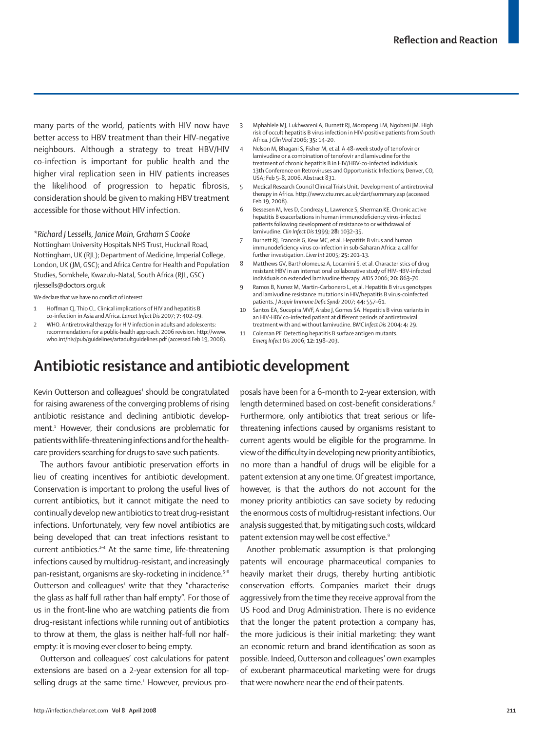many parts of the world, patients with HIV now have better access to HBV treatment than their HIV-negative neighbours. Although a strategy to treat HBV/HIV co-infection is important for public health and the higher viral replication seen in HIV patients increases the likelihood of progression to hepatic fibrosis, consideration should be given to making HBV treatment accessible for those without HIV infection.

*\*Richard J Lessells, Janice Main, Graham S Cooke*
Nottingham University Hospitals NHS Trust, Hucknall Road, Nottingham, UK (RJL); Department of Medicine, Imperial College, London, UK (JM, GSC); and Africa Centre for Health and Population Studies, Somkhele, Kwazulu-Natal, South Africa (RJL, GSC)
rjlessells@doctors.org.uk

We declare that we have no conflict of interest.

1. Hoffman CJ, Thio CL. Clinical implications of HIV and hepatitis B co-infection in Asia and Africa. *Lancet Infect Dis* 2007; **7:** 402–09.
2. WHO. Antiretroviral therapy for HIV infection in adults and adolescents: recommendations for a public-health approach. 2006 revision. http://www.who.int/hiv/pub/guidelines/artadultguidelines.pdf (accessed Feb 19, 2008).
3. Mphahlele MJ, Lukhwareni A, Burnett RJ, Moropeng LM, Ngobeni JM. High risk of occult hepatitis B virus infection in HIV-positive patients from South Africa. *J Clin Virol* 2006; **35:** 14–20.
4. Nelson M, Bhagani S, Fisher M, et al. A 48-week study of tenofovir or lamivudine or a combination of tenofovir and lamivudine for the treatment of chronic hepatitis B in HIV/HBV-co-infected individuals. 13th Conference on Retroviruses and Opportunistic Infections; Denver, CO, USA; Feb 5–8, 2006. Abstract 831.
5. Medical Research Council Clinical Trials Unit. Development of antiretroviral therapy in Africa. http://www.ctu.mrc.ac.uk/dart/summary.asp (accessed Feb 19, 2008).
6. Bessesen M, Ives D, Condreay L, Lawrence S, Sherman KE. Chronic active hepatitis B exacerbations in human immunodeficiency virus-infected patients following development of resistance to or withdrawal of lamivudine. *Clin Infect Dis* 1999; **28:** 1032–35.
7. Burnett RJ, Francois G, Kew MC, et al. Hepatitis B virus and human immunodeficiency virus co-infection in sub-Saharan Africa: a call for further investigation. *Liver Int* 2005; **25:** 201–13.
8. Matthews GV, Bartholomeusz A, Locarnini S, et al. Characteristics of drug resistant HBV in an international collaborative study of HIV-HBV-infected individuals on extended lamivudine therapy. *AIDS* 2006; **20:** 863–70.
9. Ramos B, Nunez M, Martin-Carbonero L, et al. Hepatitis B virus genotypes and lamivudine resistance mutations in HIV/hepatitis B virus-coinfected patients. *J Acquir Immune Defic Syndr* 2007; **44:** 557–61.
10. Santos EA, Sucupira MVF, Arabe J, Gomes SA. Hepatitis B virus variants in an HIV-HBV co-infected patient at different periods of antiretroviral treatment with and without lamivudine. *BMC Infect Dis* 2004; **4:** 29.
11. Coleman PF. Detecting hepatitis B surface antigen mutants. *Emerg Infect Dis* 2006; **12:** 198–203.

# Antibiotic resistance and antibiotic development

Kevin Outterson and colleagues[1] should be congratulated for raising awareness of the converging problems of rising antibiotic resistance and declining antibiotic development.[1] However, their conclusions are problematic for patients with life-threatening infections and for the health-care providers searching for drugs to save such patients.

The authors favour antibiotic preservation efforts in lieu of creating incentives for antibiotic development. Conservation is important to prolong the useful lives of current antibiotics, but it cannot mitigate the need to continually develop new antibiotics to treat drug-resistant infections. Unfortunately, very few novel antibiotics are being developed that can treat infections resistant to current antibiotics.[2–4] At the same time, life-threatening infections caused by multidrug-resistant, and increasingly pan-resistant, organisms are sky-rocketing in incidence.[5–8] Outterson and colleagues[1] write that they "characterise the glass as half full rather than half empty". For those of us in the front-line who are watching patients die from drug-resistant infections while running out of antibiotics to throw at them, the glass is neither half-full nor half-empty: it is moving ever closer to being empty.

Outterson and colleagues' cost calculations for patent extensions are based on a 2-year extension for all top-selling drugs at the same time.[1] However, previous proposals have been for a 6-month to 2-year extension, with length determined based on cost-benefit considerations.[8] Furthermore, only antibiotics that treat serious or life-threatening infections caused by organisms resistant to current agents would be eligible for the programme. In view of the difficulty in developing new priority antibiotics, no more than a handful of drugs will be eligible for a patent extension at any one time. Of greatest importance, however, is that the authors do not account for the money priority antibiotics can save society by reducing the enormous costs of multidrug-resistant infections. Our analysis suggested that, by mitigating such costs, wildcard patent extension may well be cost effective.[9]

Another problematic assumption is that prolonging patents will encourage pharmaceutical companies to heavily market their drugs, thereby hurting antibiotic conservation efforts. Companies market their drugs aggressively from the time they receive approval from the US Food and Drug Administration. There is no evidence that the longer the patent protection a company has, the more judicious is their initial marketing: they want an economic return and brand identification as soon as possible. Indeed, Outterson and colleagues' own examples of exuberant pharmaceutical marketing were for drugs that were nowhere near the end of their patents.